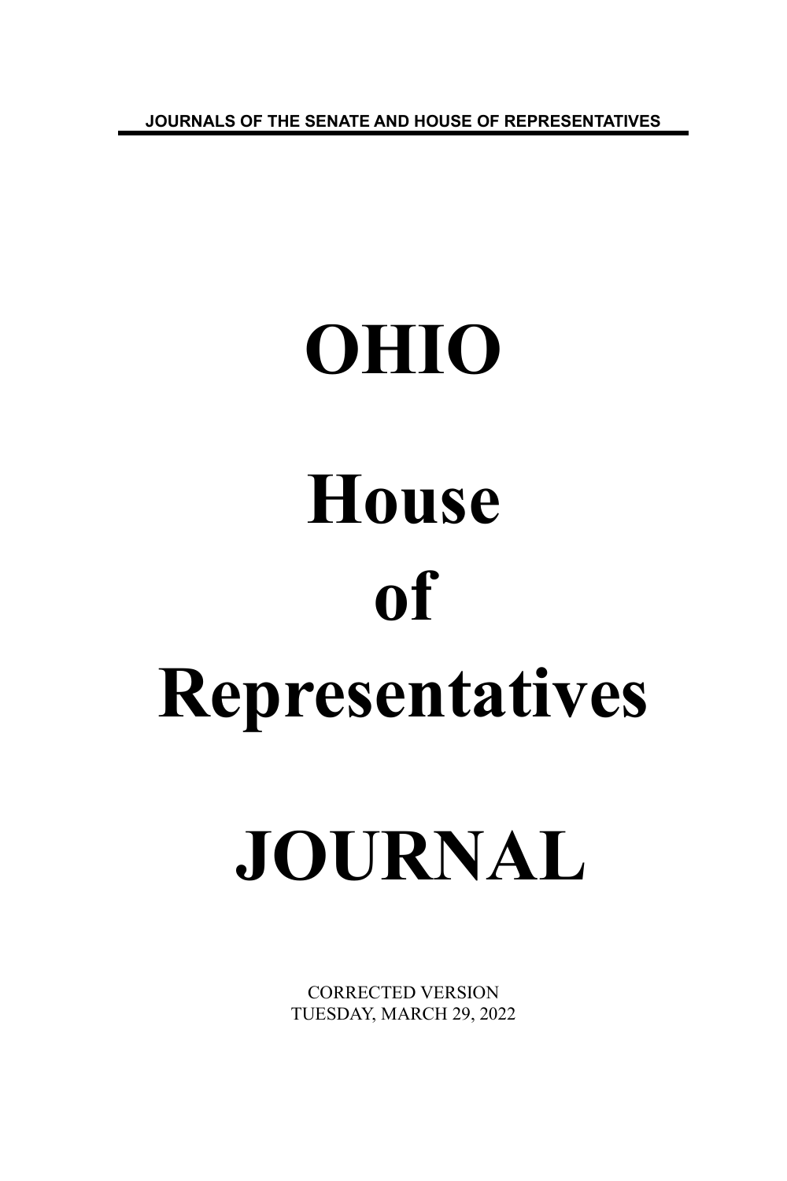JOURNALS OF THE SENATE AND HOUSE OF REPRESENTATIVES

# OHIO

# House

# of

# Representatives

# JOURNAL

CORRECTED VERSION
TUESDAY, MARCH 29, 2022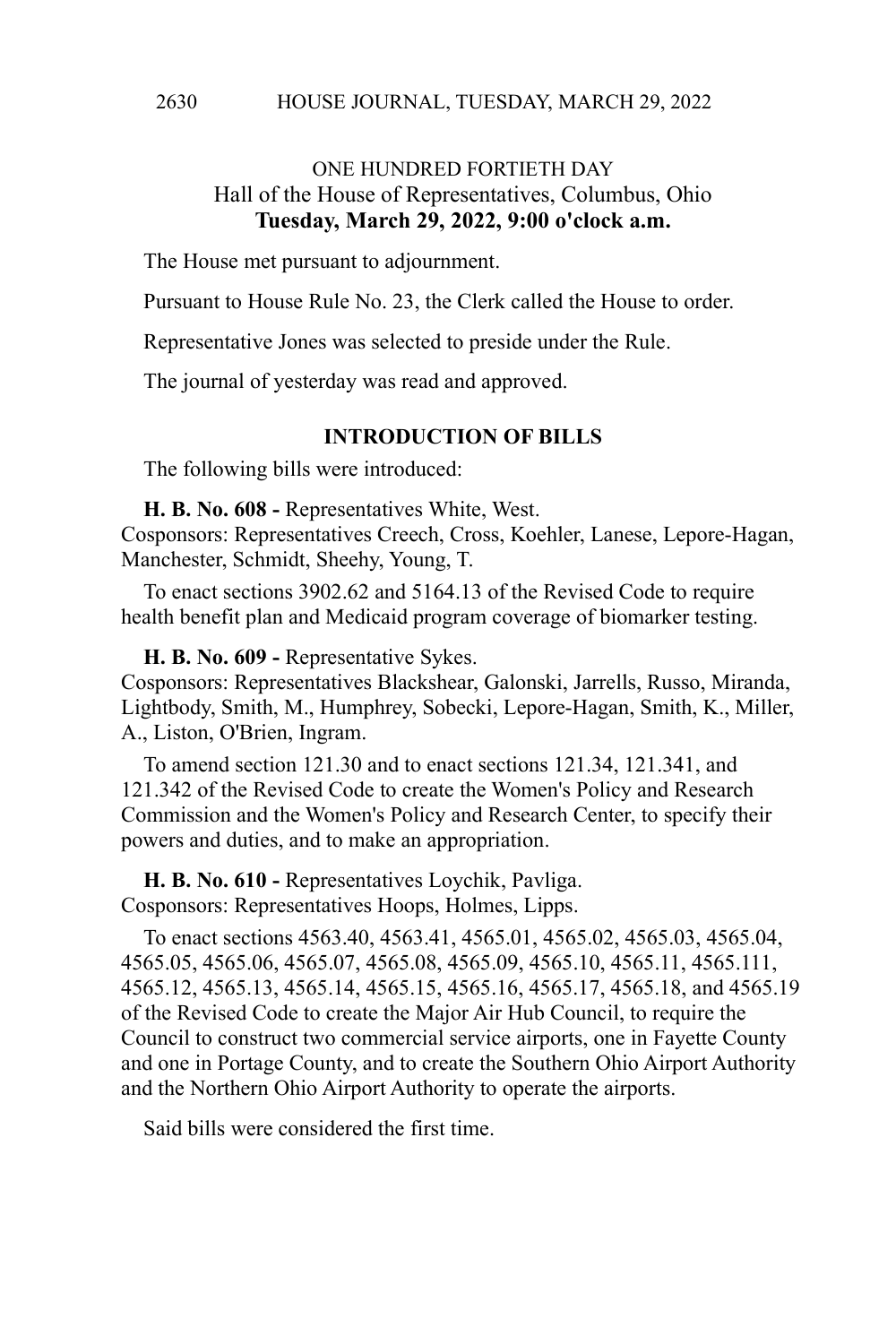ONE HUNDRED FORTIETH DAY

Hall of the House of Representatives, Columbus, Ohio

**Tuesday, March 29, 2022, 9:00 o'clock a.m.**

The House met pursuant to adjournment.

Pursuant to House Rule No. 23, the Clerk called the House to order.

Representative Jones was selected to preside under the Rule.

The journal of yesterday was read and approved.

## INTRODUCTION OF BILLS

The following bills were introduced:

**H. B. No. 608 -** Representatives White, West.
Cosponsors: Representatives Creech, Cross, Koehler, Lanese, Lepore-Hagan, Manchester, Schmidt, Sheehy, Young, T.

To enact sections 3902.62 and 5164.13 of the Revised Code to require health benefit plan and Medicaid program coverage of biomarker testing.

**H. B. No. 609 -** Representative Sykes.
Cosponsors: Representatives Blackshear, Galonski, Jarrells, Russo, Miranda, Lightbody, Smith, M., Humphrey, Sobecki, Lepore-Hagan, Smith, K., Miller, A., Liston, O'Brien, Ingram.

To amend section 121.30 and to enact sections 121.34, 121.341, and 121.342 of the Revised Code to create the Women's Policy and Research Commission and the Women's Policy and Research Center, to specify their powers and duties, and to make an appropriation.

**H. B. No. 610 -** Representatives Loychik, Pavliga.
Cosponsors: Representatives Hoops, Holmes, Lipps.

To enact sections 4563.40, 4563.41, 4565.01, 4565.02, 4565.03, 4565.04, 4565.05, 4565.06, 4565.07, 4565.08, 4565.09, 4565.10, 4565.11, 4565.111, 4565.12, 4565.13, 4565.14, 4565.15, 4565.16, 4565.17, 4565.18, and 4565.19 of the Revised Code to create the Major Air Hub Council, to require the Council to construct two commercial service airports, one in Fayette County and one in Portage County, and to create the Southern Ohio Airport Authority and the Northern Ohio Airport Authority to operate the airports.

Said bills were considered the first time.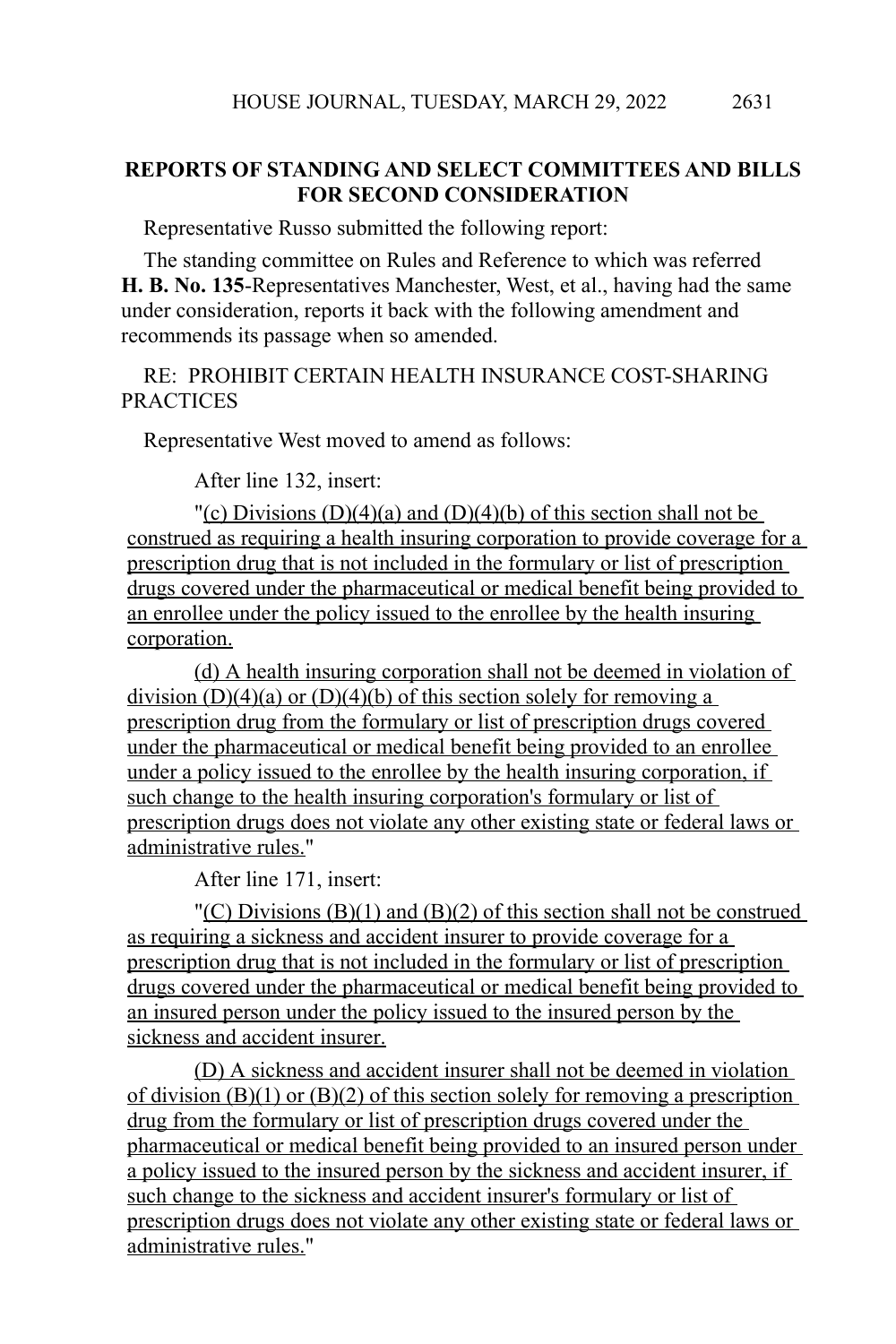## REPORTS OF STANDING AND SELECT COMMITTEES AND BILLS FOR SECOND CONSIDERATION

Representative Russo submitted the following report:

The standing committee on Rules and Reference to which was referred **H. B. No. 135**-Representatives Manchester, West, et al., having had the same under consideration, reports it back with the following amendment and recommends its passage when so amended.

RE: PROHIBIT CERTAIN HEALTH INSURANCE COST-SHARING PRACTICES

Representative West moved to amend as follows:

After line 132, insert:

"(c) Divisions (D)(4)(a) and (D)(4)(b) of this section shall not be construed as requiring a health insuring corporation to provide coverage for a prescription drug that is not included in the formulary or list of prescription drugs covered under the pharmaceutical or medical benefit being provided to an enrollee under the policy issued to the enrollee by the health insuring corporation.

(d) A health insuring corporation shall not be deemed in violation of division (D)(4)(a) or (D)(4)(b) of this section solely for removing a prescription drug from the formulary or list of prescription drugs covered under the pharmaceutical or medical benefit being provided to an enrollee under a policy issued to the enrollee by the health insuring corporation, if such change to the health insuring corporation's formulary or list of prescription drugs does not violate any other existing state or federal laws or administrative rules."

After line 171, insert:

"(C) Divisions (B)(1) and (B)(2) of this section shall not be construed as requiring a sickness and accident insurer to provide coverage for a prescription drug that is not included in the formulary or list of prescription drugs covered under the pharmaceutical or medical benefit being provided to an insured person under the policy issued to the insured person by the sickness and accident insurer.

(D) A sickness and accident insurer shall not be deemed in violation of division (B)(1) or (B)(2) of this section solely for removing a prescription drug from the formulary or list of prescription drugs covered under the pharmaceutical or medical benefit being provided to an insured person under a policy issued to the insured person by the sickness and accident insurer, if such change to the sickness and accident insurer's formulary or list of prescription drugs does not violate any other existing state or federal laws or administrative rules."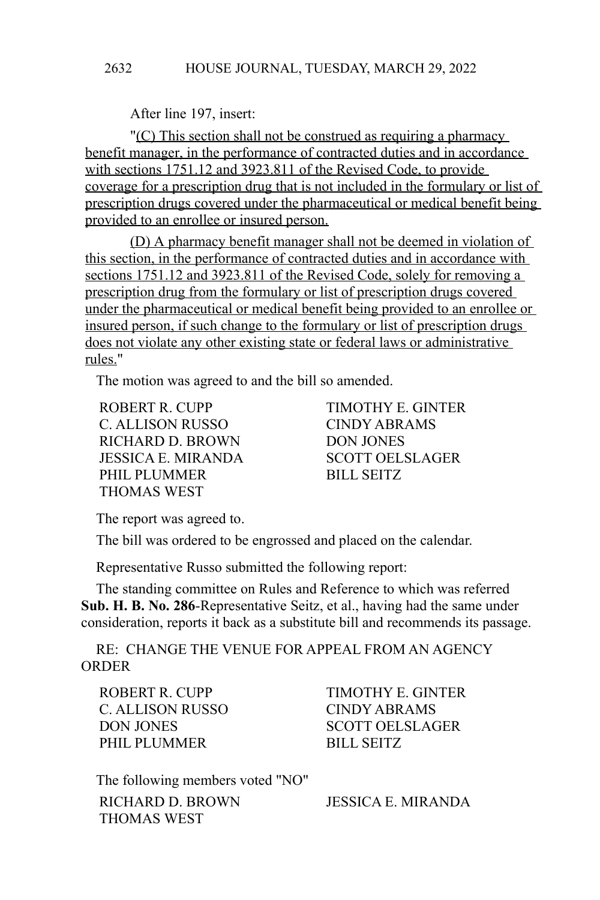After line 197, insert:

"<u>(C) This section shall not be construed as requiring a pharmacy benefit manager, in the performance of contracted duties and in accordance with sections 1751.12 and 3923.811 of the Revised Code, to provide coverage for a prescription drug that is not included in the formulary or list of prescription drugs covered under the pharmaceutical or medical benefit being provided to an enrollee or insured person.</u>

<u>(D) A pharmacy benefit manager shall not be deemed in violation of this section, in the performance of contracted duties and in accordance with sections 1751.12 and 3923.811 of the Revised Code, solely for removing a prescription drug from the formulary or list of prescription drugs covered under the pharmaceutical or medical benefit being provided to an enrollee or insured person, if such change to the formulary or list of prescription drugs does not violate any other existing state or federal laws or administrative rules.</u>"

The motion was agreed to and the bill so amended.

ROBERT R. CUPP
TIMOTHY E. GINTER
C. ALLISON RUSSO
CINDY ABRAMS
RICHARD D. BROWN
DON JONES
JESSICA E. MIRANDA
SCOTT OELSLAGER
PHIL PLUMMER
BILL SEITZ
THOMAS WEST

The report was agreed to.

The bill was ordered to be engrossed and placed on the calendar.

Representative Russo submitted the following report:

The standing committee on Rules and Reference to which was referred **Sub. H. B. No. 286**-Representative Seitz, et al., having had the same under consideration, reports it back as a substitute bill and recommends its passage.

RE: CHANGE THE VENUE FOR APPEAL FROM AN AGENCY ORDER

ROBERT R. CUPP
TIMOTHY E. GINTER
C. ALLISON RUSSO
CINDY ABRAMS
DON JONES
SCOTT OELSLAGER
PHIL PLUMMER
BILL SEITZ

The following members voted "NO"

RICHARD D. BROWN
JESSICA E. MIRANDA
THOMAS WEST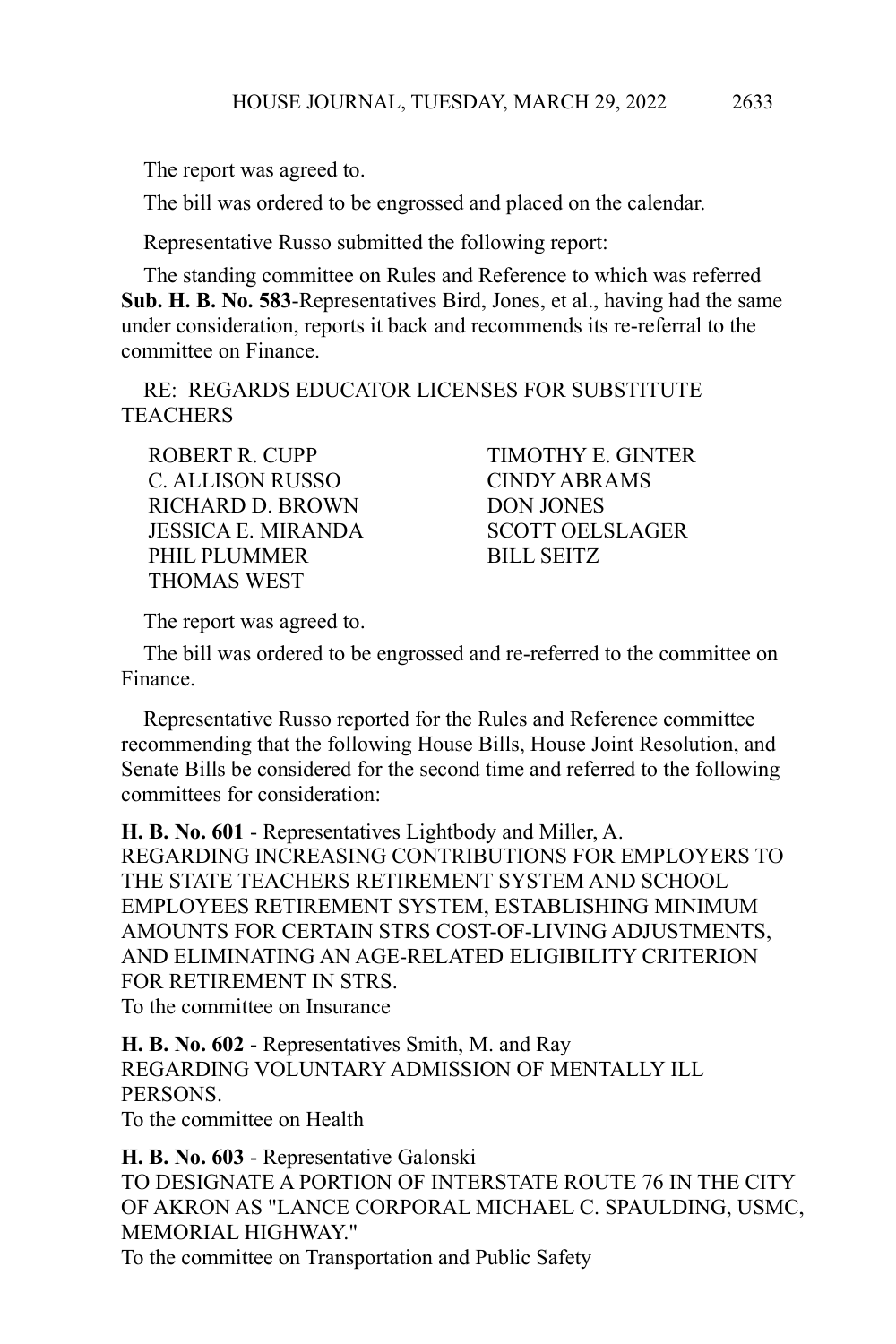The report was agreed to.

The bill was ordered to be engrossed and placed on the calendar.

Representative Russo submitted the following report:

The standing committee on Rules and Reference to which was referred **Sub. H. B. No. 583**-Representatives Bird, Jones, et al., having had the same under consideration, reports it back and recommends its re-referral to the committee on Finance.

RE: REGARDS EDUCATOR LICENSES FOR SUBSTITUTE TEACHERS

| | |
|---|---|
| ROBERT R. CUPP | TIMOTHY E. GINTER |
| C. ALLISON RUSSO | CINDY ABRAMS |
| RICHARD D. BROWN | DON JONES |
| JESSICA E. MIRANDA | SCOTT OELSLAGER |
| PHIL PLUMMER | BILL SEITZ |
| THOMAS WEST | |

The report was agreed to.

The bill was ordered to be engrossed and re-referred to the committee on Finance.

Representative Russo reported for the Rules and Reference committee recommending that the following House Bills, House Joint Resolution, and Senate Bills be considered for the second time and referred to the following committees for consideration:

**H. B. No. 601** - Representatives Lightbody and Miller, A.
REGARDING INCREASING CONTRIBUTIONS FOR EMPLOYERS TO THE STATE TEACHERS RETIREMENT SYSTEM AND SCHOOL EMPLOYEES RETIREMENT SYSTEM, ESTABLISHING MINIMUM AMOUNTS FOR CERTAIN STRS COST-OF-LIVING ADJUSTMENTS, AND ELIMINATING AN AGE-RELATED ELIGIBILITY CRITERION FOR RETIREMENT IN STRS.
To the committee on Insurance

**H. B. No. 602** - Representatives Smith, M. and Ray
REGARDING VOLUNTARY ADMISSION OF MENTALLY ILL PERSONS.
To the committee on Health

**H. B. No. 603** - Representative Galonski
TO DESIGNATE A PORTION OF INTERSTATE ROUTE 76 IN THE CITY OF AKRON AS "LANCE CORPORAL MICHAEL C. SPAULDING, USMC, MEMORIAL HIGHWAY."
To the committee on Transportation and Public Safety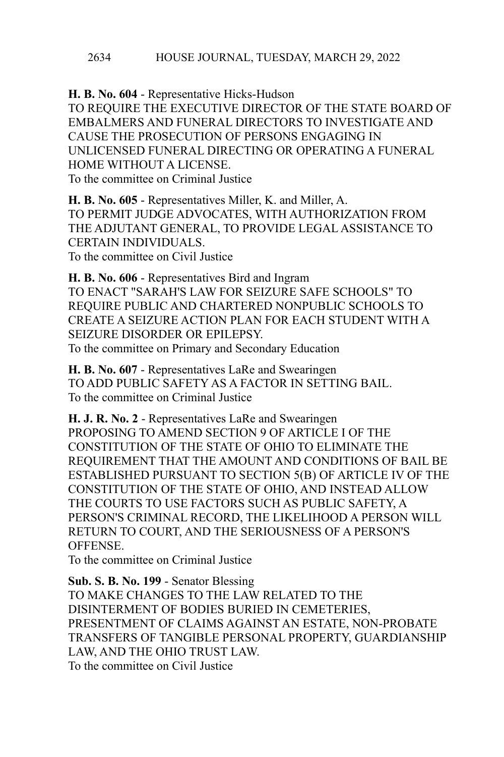**H. B. No. 604** - Representative Hicks-Hudson
TO REQUIRE THE EXECUTIVE DIRECTOR OF THE STATE BOARD OF EMBALMERS AND FUNERAL DIRECTORS TO INVESTIGATE AND CAUSE THE PROSECUTION OF PERSONS ENGAGING IN UNLICENSED FUNERAL DIRECTING OR OPERATING A FUNERAL HOME WITHOUT A LICENSE.
To the committee on Criminal Justice

**H. B. No. 605** - Representatives Miller, K. and Miller, A.
TO PERMIT JUDGE ADVOCATES, WITH AUTHORIZATION FROM THE ADJUTANT GENERAL, TO PROVIDE LEGAL ASSISTANCE TO CERTAIN INDIVIDUALS.
To the committee on Civil Justice

**H. B. No. 606** - Representatives Bird and Ingram
TO ENACT "SARAH'S LAW FOR SEIZURE SAFE SCHOOLS" TO REQUIRE PUBLIC AND CHARTERED NONPUBLIC SCHOOLS TO CREATE A SEIZURE ACTION PLAN FOR EACH STUDENT WITH A SEIZURE DISORDER OR EPILEPSY.
To the committee on Primary and Secondary Education

**H. B. No. 607** - Representatives LaRe and Swearingen
TO ADD PUBLIC SAFETY AS A FACTOR IN SETTING BAIL.
To the committee on Criminal Justice

**H. J. R. No. 2** - Representatives LaRe and Swearingen
PROPOSING TO AMEND SECTION 9 OF ARTICLE I OF THE CONSTITUTION OF THE STATE OF OHIO TO ELIMINATE THE REQUIREMENT THAT THE AMOUNT AND CONDITIONS OF BAIL BE ESTABLISHED PURSUANT TO SECTION 5(B) OF ARTICLE IV OF THE CONSTITUTION OF THE STATE OF OHIO, AND INSTEAD ALLOW THE COURTS TO USE FACTORS SUCH AS PUBLIC SAFETY, A PERSON'S CRIMINAL RECORD, THE LIKELIHOOD A PERSON WILL RETURN TO COURT, AND THE SERIOUSNESS OF A PERSON'S OFFENSE.
To the committee on Criminal Justice

**Sub. S. B. No. 199** - Senator Blessing
TO MAKE CHANGES TO THE LAW RELATED TO THE DISINTERMENT OF BODIES BURIED IN CEMETERIES, PRESENTMENT OF CLAIMS AGAINST AN ESTATE, NON-PROBATE TRANSFERS OF TANGIBLE PERSONAL PROPERTY, GUARDIANSHIP LAW, AND THE OHIO TRUST LAW.
To the committee on Civil Justice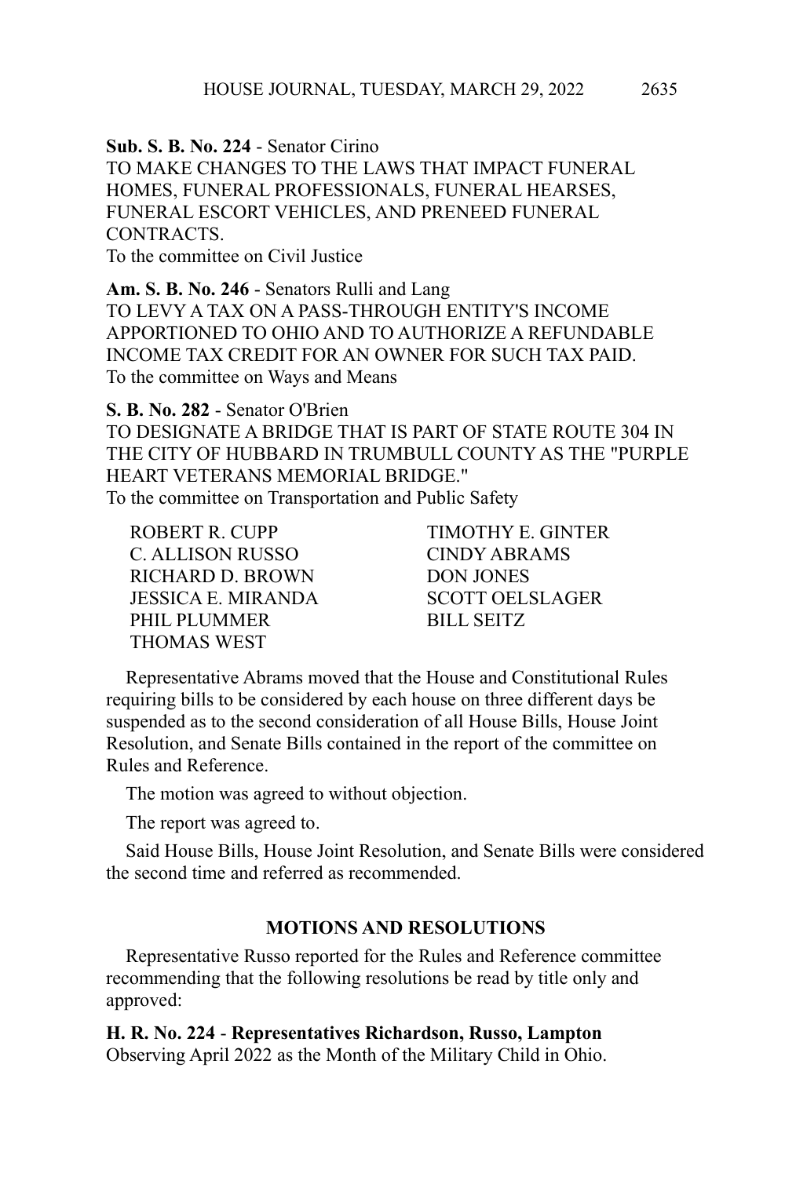**Sub. S. B. No. 224** - Senator Cirino
TO MAKE CHANGES TO THE LAWS THAT IMPACT FUNERAL HOMES, FUNERAL PROFESSIONALS, FUNERAL HEARSES, FUNERAL ESCORT VEHICLES, AND PRENEED FUNERAL CONTRACTS.
To the committee on Civil Justice

**Am. S. B. No. 246** - Senators Rulli and Lang
TO LEVY A TAX ON A PASS-THROUGH ENTITY'S INCOME APPORTIONED TO OHIO AND TO AUTHORIZE A REFUNDABLE INCOME TAX CREDIT FOR AN OWNER FOR SUCH TAX PAID.
To the committee on Ways and Means

**S. B. No. 282** - Senator O'Brien
TO DESIGNATE A BRIDGE THAT IS PART OF STATE ROUTE 304 IN THE CITY OF HUBBARD IN TRUMBULL COUNTY AS THE "PURPLE HEART VETERANS MEMORIAL BRIDGE."
To the committee on Transportation and Public Safety

ROBERT R. CUPP
TIMOTHY E. GINTER
C. ALLISON RUSSO
CINDY ABRAMS
RICHARD D. BROWN
DON JONES
JESSICA E. MIRANDA
SCOTT OELSLAGER
PHIL PLUMMER
BILL SEITZ
THOMAS WEST

Representative Abrams moved that the House and Constitutional Rules requiring bills to be considered by each house on three different days be suspended as to the second consideration of all House Bills, House Joint Resolution, and Senate Bills contained in the report of the committee on Rules and Reference.

The motion was agreed to without objection.

The report was agreed to.

Said House Bills, House Joint Resolution, and Senate Bills were considered the second time and referred as recommended.

## MOTIONS AND RESOLUTIONS

Representative Russo reported for the Rules and Reference committee recommending that the following resolutions be read by title only and approved:

**H. R. No. 224** - **Representatives Richardson, Russo, Lampton**
Observing April 2022 as the Month of the Military Child in Ohio.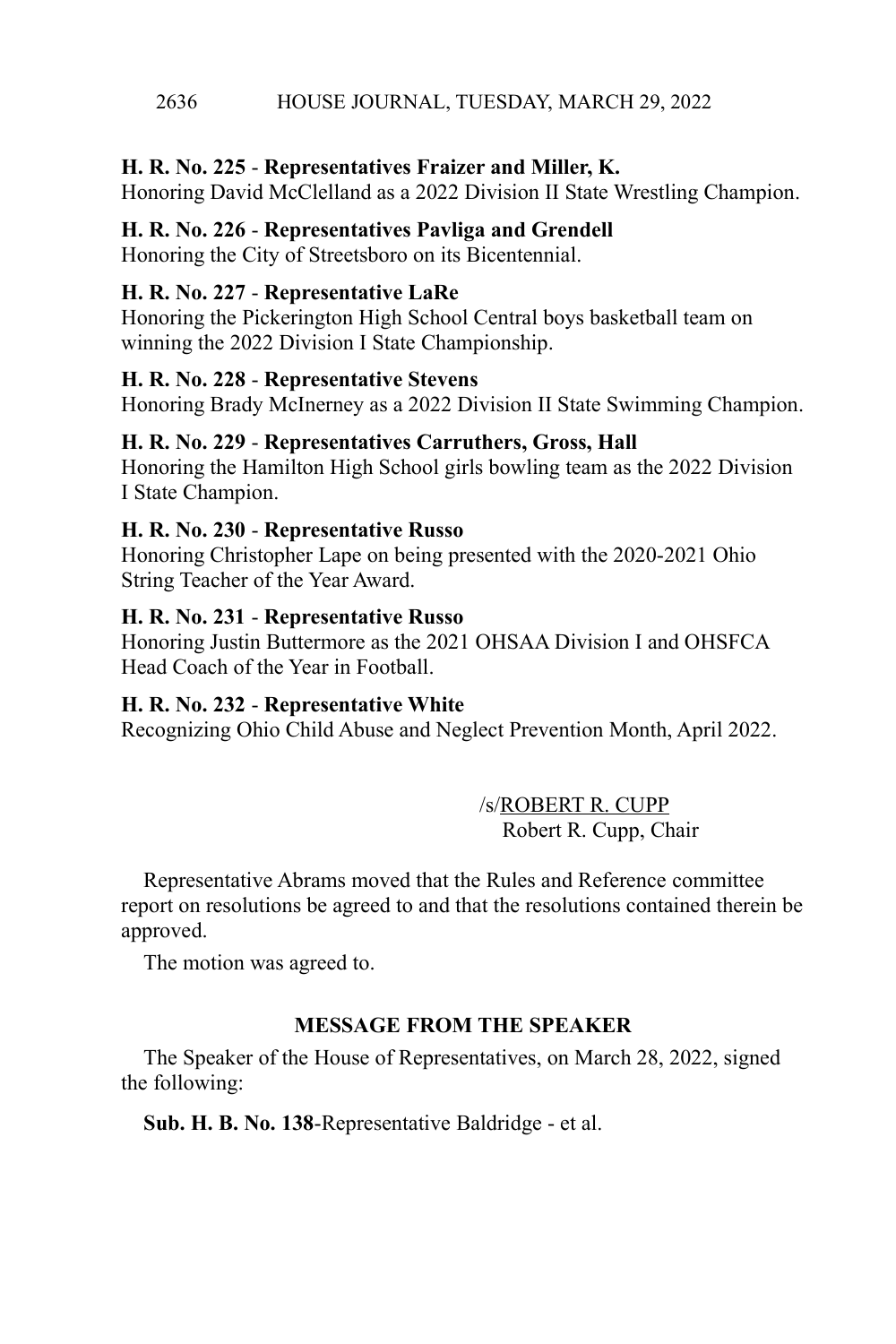**H. R. No. 225** - **Representatives Fraizer and Miller, K.**
Honoring David McClelland as a 2022 Division II State Wrestling Champion.

**H. R. No. 226** - **Representatives Pavliga and Grendell**
Honoring the City of Streetsboro on its Bicentennial.

**H. R. No. 227** - **Representative LaRe**
Honoring the Pickerington High School Central boys basketball team on winning the 2022 Division I State Championship.

**H. R. No. 228** - **Representative Stevens**
Honoring Brady McInerney as a 2022 Division II State Swimming Champion.

**H. R. No. 229** - **Representatives Carruthers, Gross, Hall**
Honoring the Hamilton High School girls bowling team as the 2022 Division I State Champion.

**H. R. No. 230** - **Representative Russo**
Honoring Christopher Lape on being presented with the 2020-2021 Ohio String Teacher of the Year Award.

**H. R. No. 231** - **Representative Russo**
Honoring Justin Buttermore as the 2021 OHSAA Division I and OHSFCA Head Coach of the Year in Football.

**H. R. No. 232** - **Representative White**
Recognizing Ohio Child Abuse and Neglect Prevention Month, April 2022.

/s/ROBERT R. CUPP
Robert R. Cupp, Chair

Representative Abrams moved that the Rules and Reference committee report on resolutions be agreed to and that the resolutions contained therein be approved.

The motion was agreed to.

## MESSAGE FROM THE SPEAKER

The Speaker of the House of Representatives, on March 28, 2022, signed the following:

**Sub. H. B. No. 138**-Representative Baldridge - et al.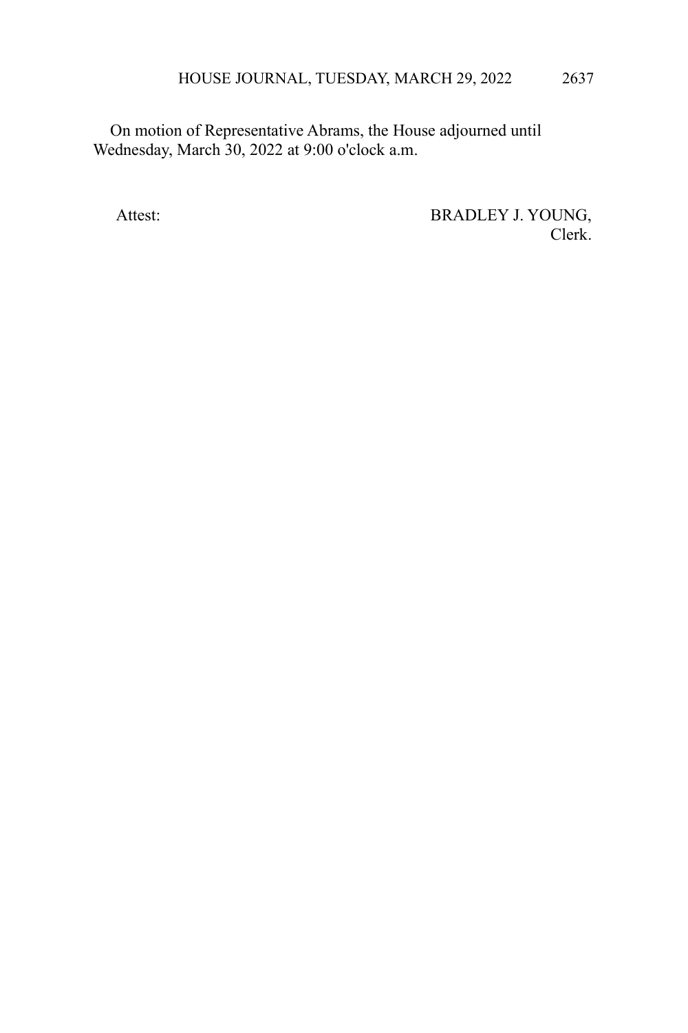On motion of Representative Abrams, the House adjourned until Wednesday, March 30, 2022 at 9:00 o'clock a.m.

Attest: BRADLEY J. YOUNG,
Clerk.